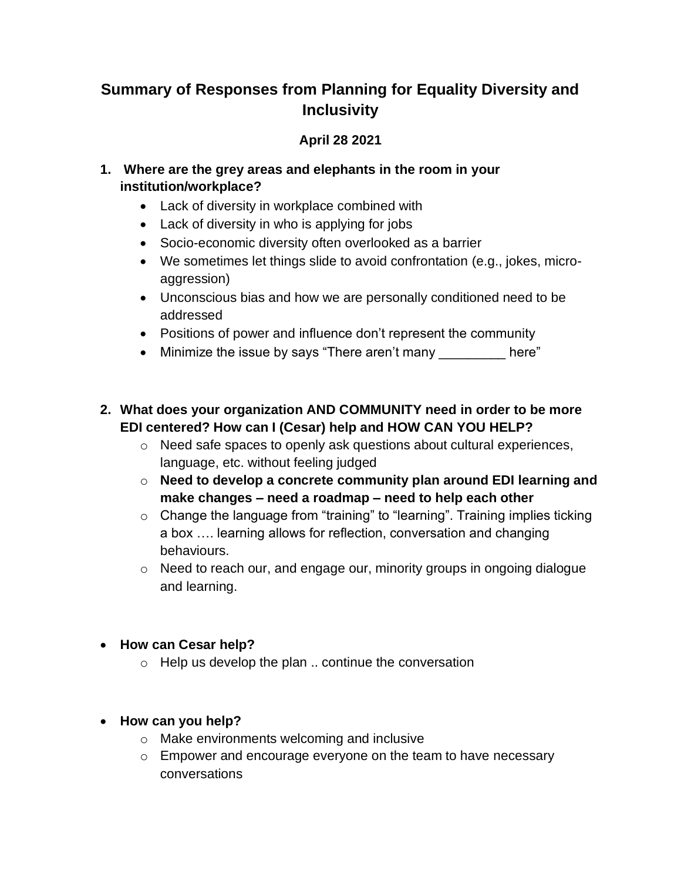# Summary of Responses from Planning for Equality Diversity and Inclusivity

**April 28 2021**

1. **Where are the grey areas and elephants in the room in your institution/workplace?**
   - Lack of diversity in workplace combined with
   - Lack of diversity in who is applying for jobs
   - Socio-economic diversity often overlooked as a barrier
   - We sometimes let things slide to avoid confrontation (e.g., jokes, micro-aggression)
   - Unconscious bias and how we are personally conditioned need to be addressed
   - Positions of power and influence don't represent the community
   - Minimize the issue by says "There aren't many _________ here"

2. **What does your organization AND COMMUNITY need in order to be more EDI centered? How can I (Cesar) help and HOW CAN YOU HELP?**
   - Need safe spaces to openly ask questions about cultural experiences, language, etc. without feeling judged
   - **Need to develop a concrete community plan around EDI learning and make changes – need a roadmap – need to help each other**
   - Change the language from "training" to "learning". Training implies ticking a box …. learning allows for reflection, conversation and changing behaviours.
   - Need to reach our, and engage our, minority groups in ongoing dialogue and learning.

- **How can Cesar help?**
  - Help us develop the plan .. continue the conversation

- **How can you help?**
  - Make environments welcoming and inclusive
  - Empower and encourage everyone on the team to have necessary conversations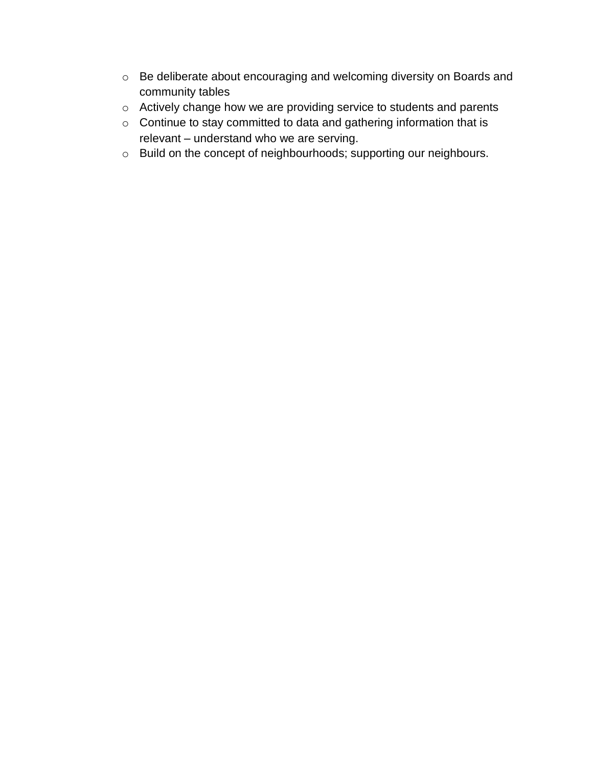- Be deliberate about encouraging and welcoming diversity on Boards and community tables
- Actively change how we are providing service to students and parents
- Continue to stay committed to data and gathering information that is relevant – understand who we are serving.
- Build on the concept of neighbourhoods; supporting our neighbours.